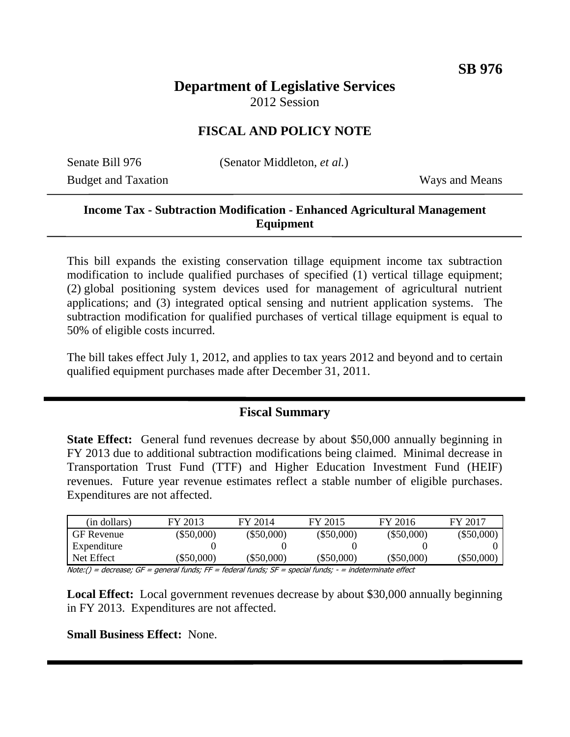**SB 976**

# Department of Legislative Services

2012 Session

## FISCAL AND POLICY NOTE

Senate Bill 976 (Senator Middleton, *et al.*)

Budget and Taxation Ways and Means

### Income Tax - Subtraction Modification - Enhanced Agricultural Management Equipment

This bill expands the existing conservation tillage equipment income tax subtraction modification to include qualified purchases of specified (1) vertical tillage equipment; (2) global positioning system devices used for management of agricultural nutrient applications; and (3) integrated optical sensing and nutrient application systems. The subtraction modification for qualified purchases of vertical tillage equipment is equal to 50% of eligible costs incurred.

The bill takes effect July 1, 2012, and applies to tax years 2012 and beyond and to certain qualified equipment purchases made after December 31, 2011.

## Fiscal Summary

**State Effect:** General fund revenues decrease by about $50,000 annually beginning in FY 2013 due to additional subtraction modifications being claimed. Minimal decrease in Transportation Trust Fund (TTF) and Higher Education Investment Fund (HEIF) revenues. Future year revenue estimates reflect a stable number of eligible purchases. Expenditures are not affected.

| (in dollars) | FY 2013 | FY 2014 | FY 2015 | FY 2016 | FY 2017 |
|---|---|---|---|---|---|
| GF Revenue | ($50,000) | ($50,000) | ($50,000) | ($50,000) | ($50,000) |
| Expenditure | 0 | 0 | 0 | 0 | 0 |
| Net Effect | ($50,000) | ($50,000) | ($50,000) | ($50,000) | ($50,000) |

Note:() = decrease; GF = general funds; FF = federal funds; SF = special funds; - = indeterminate effect

**Local Effect:** Local government revenues decrease by about $30,000 annually beginning in FY 2013. Expenditures are not affected.

**Small Business Effect:** None.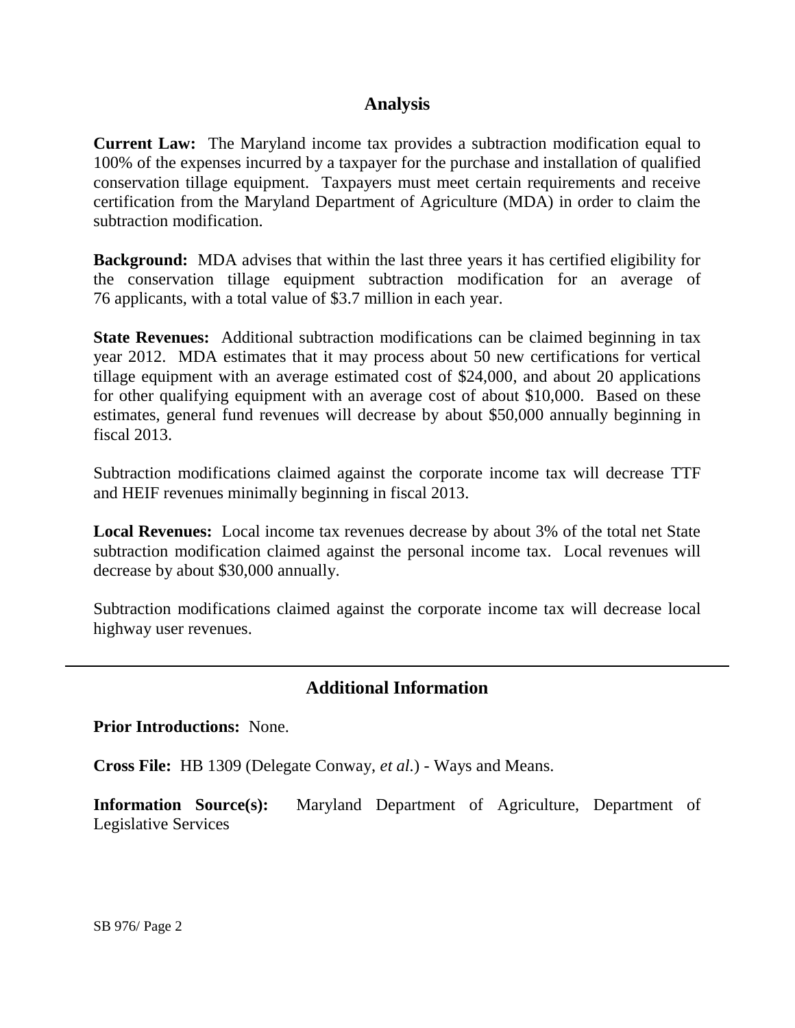## Analysis

**Current Law:** The Maryland income tax provides a subtraction modification equal to 100% of the expenses incurred by a taxpayer for the purchase and installation of qualified conservation tillage equipment. Taxpayers must meet certain requirements and receive certification from the Maryland Department of Agriculture (MDA) in order to claim the subtraction modification.

**Background:** MDA advises that within the last three years it has certified eligibility for the conservation tillage equipment subtraction modification for an average of 76 applicants, with a total value of $3.7 million in each year.

**State Revenues:** Additional subtraction modifications can be claimed beginning in tax year 2012. MDA estimates that it may process about 50 new certifications for vertical tillage equipment with an average estimated cost of $24,000, and about 20 applications for other qualifying equipment with an average cost of about $10,000. Based on these estimates, general fund revenues will decrease by about $50,000 annually beginning in fiscal 2013.

Subtraction modifications claimed against the corporate income tax will decrease TTF and HEIF revenues minimally beginning in fiscal 2013.

**Local Revenues:** Local income tax revenues decrease by about 3% of the total net State subtraction modification claimed against the personal income tax. Local revenues will decrease by about $30,000 annually.

Subtraction modifications claimed against the corporate income tax will decrease local highway user revenues.

---

## Additional Information

**Prior Introductions:** None.

**Cross File:** HB 1309 (Delegate Conway, *et al.*) - Ways and Means.

**Information Source(s):** Maryland Department of Agriculture, Department of Legislative Services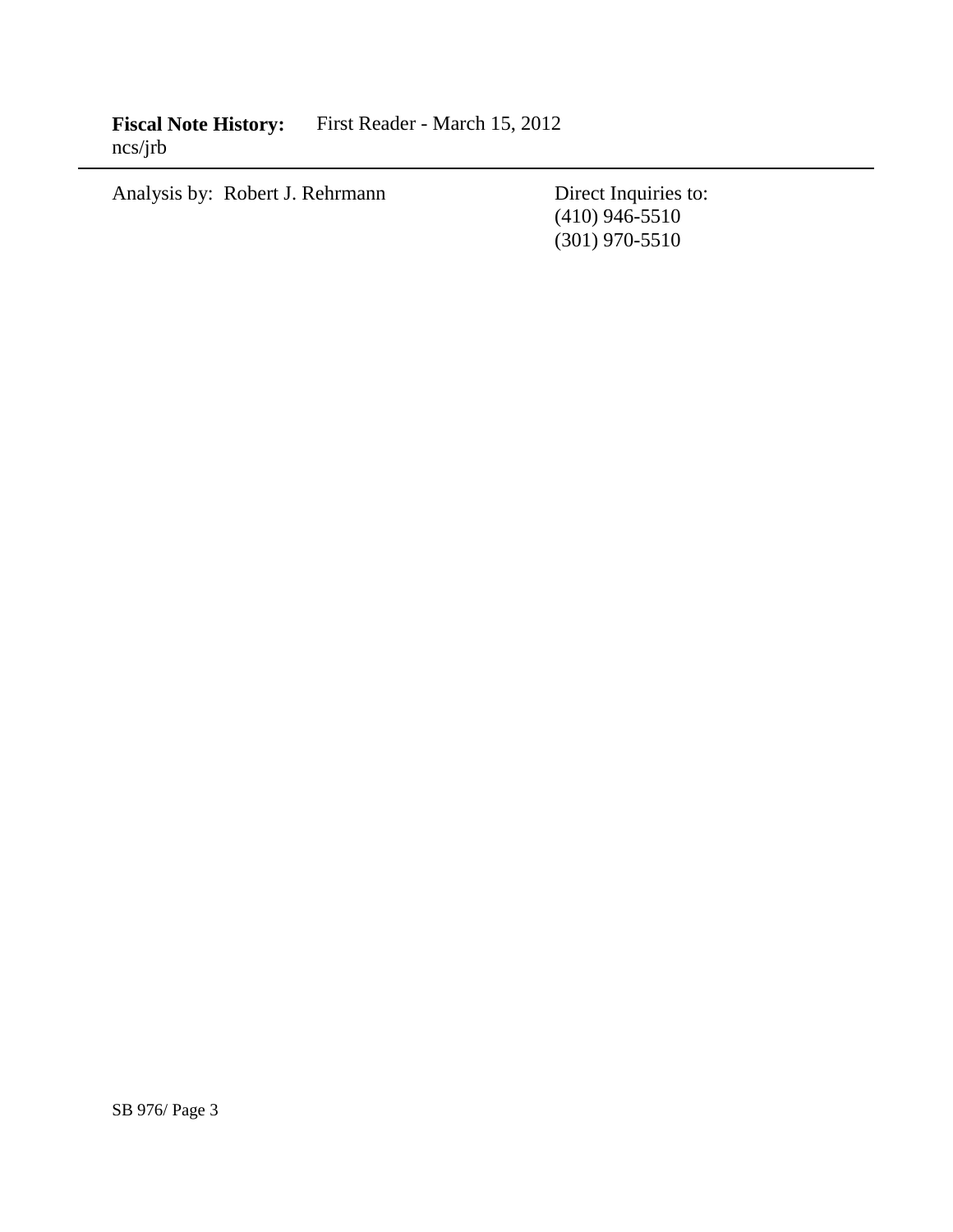**Fiscal Note History:** First Reader - March 15, 2012
ncs/jrb

---

Analysis by: Robert J. Rehrmann

Direct Inquiries to:
(410) 946-5510
(301) 970-5510